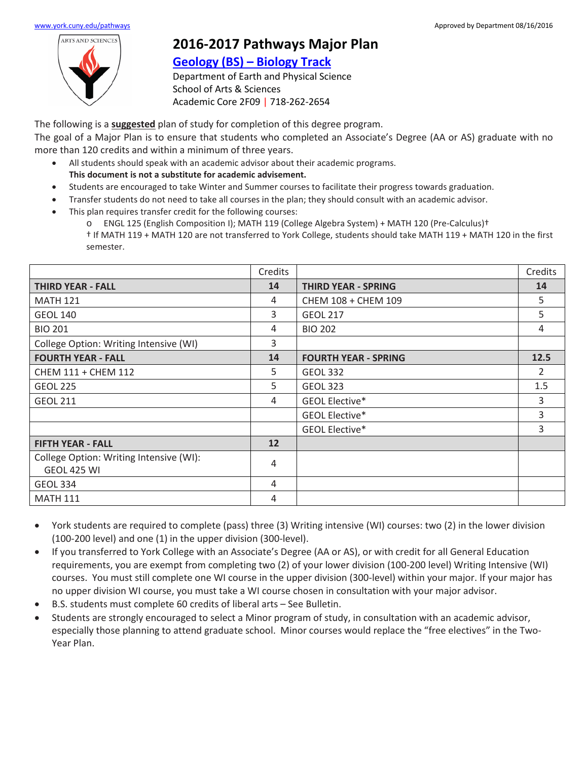www.york.cuny.edu/pathways

Approved by Department 08/16/2016

# 2016-2017 Pathways Major Plan

## Geology (BS) – Biology Track

Department of Earth and Physical Science
School of Arts & Sciences
Academic Core 2F09 | 718-262-2654

The following is a **suggested** plan of study for completion of this degree program.
The goal of a Major Plan is to ensure that students who completed an Associate's Degree (AA or AS) graduate with no more than 120 credits and within a minimum of three years.

- All students should speak with an academic advisor about their academic programs.
  **This document is not a substitute for academic advisement.**
- Students are encouraged to take Winter and Summer courses to facilitate their progress towards graduation.
- Transfer students do not need to take all courses in the plan; they should consult with an academic advisor.
- This plan requires transfer credit for the following courses:
  - ENGL 125 (English Composition I); MATH 119 (College Algebra System) + MATH 120 (Pre-Calculus)†

  † If MATH 119 + MATH 120 are not transferred to York College, students should take MATH 119 + MATH 120 in the first semester.

| | Credits | | Credits |
|---|---|---|---|
| **THIRD YEAR - FALL** | **14** | **THIRD YEAR - SPRING** | **14** |
| MATH 121 | 4 | CHEM 108 + CHEM 109 | 5 |
| GEOL 140 | 3 | GEOL 217 | 5 |
| BIO 201 | 4 | BIO 202 | 4 |
| College Option: Writing Intensive (WI) | 3 | | |
| **FOURTH YEAR - FALL** | **14** | **FOURTH YEAR - SPRING** | **12.5** |
| CHEM 111 + CHEM 112 | 5 | GEOL 332 | 2 |
| GEOL 225 | 5 | GEOL 323 | 1.5 |
| GEOL 211 | 4 | GEOL Elective* | 3 |
| | | GEOL Elective* | 3 |
| | | GEOL Elective* | 3 |
| **FIFTH YEAR - FALL** | **12** | | |
| College Option: Writing Intensive (WI): GEOL 425 WI | 4 | | |
| GEOL 334 | 4 | | |
| MATH 111 | 4 | | |

- York students are required to complete (pass) three (3) Writing intensive (WI) courses: two (2) in the lower division (100-200 level) and one (1) in the upper division (300-level).
- If you transferred to York College with an Associate's Degree (AA or AS), or with credit for all General Education requirements, you are exempt from completing two (2) of your lower division (100-200 level) Writing Intensive (WI) courses. You must still complete one WI course in the upper division (300-level) within your major. If your major has no upper division WI course, you must take a WI course chosen in consultation with your major advisor.
- B.S. students must complete 60 credits of liberal arts – See Bulletin.
- Students are strongly encouraged to select a Minor program of study, in consultation with an academic advisor, especially those planning to attend graduate school. Minor courses would replace the "free electives" in the Two-Year Plan.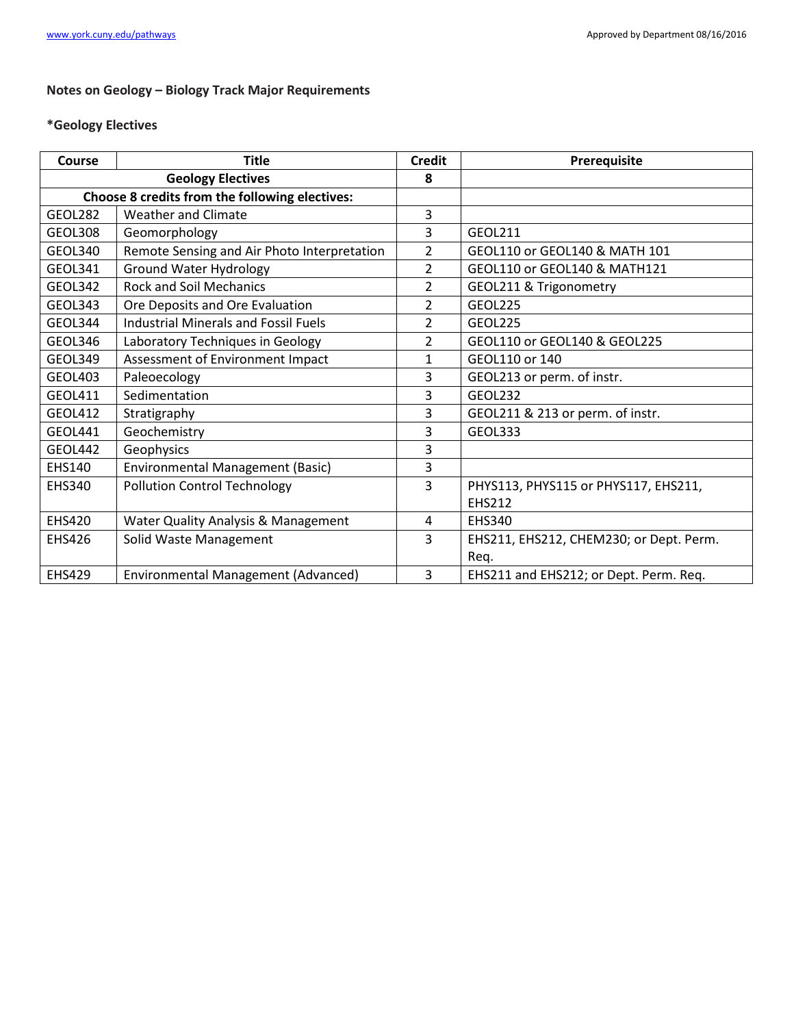## Notes on Geology – Biology Track Major Requirements

### *Geology Electives

| Course | Title | Credit | Prerequisite |
|---|---|---|---|
| Geology Electives | | 8 | |
| Choose 8 credits from the following electives: | | | |
| GEOL282 | Weather and Climate | 3 | |
| GEOL308 | Geomorphology | 3 | GEOL211 |
| GEOL340 | Remote Sensing and Air Photo Interpretation | 2 | GEOL110 or GEOL140 & MATH 101 |
| GEOL341 | Ground Water Hydrology | 2 | GEOL110 or GEOL140 & MATH121 |
| GEOL342 | Rock and Soil Mechanics | 2 | GEOL211 & Trigonometry |
| GEOL343 | Ore Deposits and Ore Evaluation | 2 | GEOL225 |
| GEOL344 | Industrial Minerals and Fossil Fuels | 2 | GEOL225 |
| GEOL346 | Laboratory Techniques in Geology | 2 | GEOL110 or GEOL140 & GEOL225 |
| GEOL349 | Assessment of Environment Impact | 1 | GEOL110 or 140 |
| GEOL403 | Paleoecology | 3 | GEOL213 or perm. of instr. |
| GEOL411 | Sedimentation | 3 | GEOL232 |
| GEOL412 | Stratigraphy | 3 | GEOL211 & 213 or perm. of instr. |
| GEOL441 | Geochemistry | 3 | GEOL333 |
| GEOL442 | Geophysics | 3 | |
| EHS140 | Environmental Management (Basic) | 3 | |
| EHS340 | Pollution Control Technology | 3 | PHYS113, PHYS115 or PHYS117, EHS211, EHS212 |
| EHS420 | Water Quality Analysis & Management | 4 | EHS340 |
| EHS426 | Solid Waste Management | 3 | EHS211, EHS212, CHEM230; or Dept. Perm. Req. |
| EHS429 | Environmental Management (Advanced) | 3 | EHS211 and EHS212; or Dept. Perm. Req. |